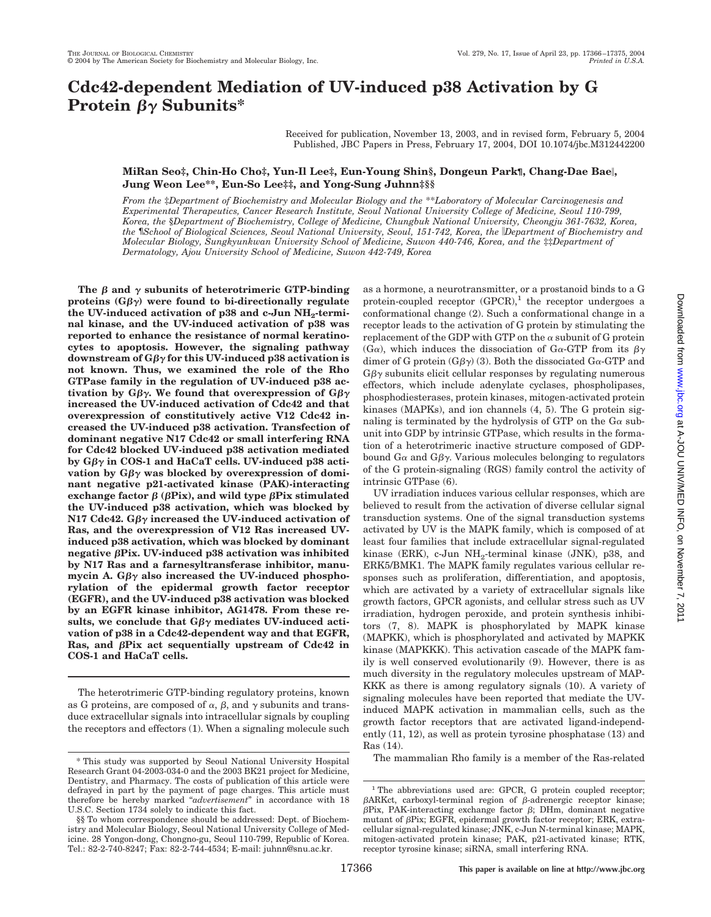# Cdc42-dependent Mediation of UV-induced p38 Activation by G Protein βγ Subunits*

Received for publication, November 13, 2003, and in revised form, February 5, 2004
Published, JBC Papers in Press, February 17, 2004, DOI 10.1074/jbc.M312442200

**MiRan Seo‡, Chin-Ho Cho‡, Yun-Il Lee‡, Eun-Young Shin§, Dongeun Park¶, Chang-Dae Bae‖, Jung Weon Lee**, Eun-So Lee‡‡, and Yong-Sung Juhnn‡§§**

*From the ‡Department of Biochemistry and Molecular Biology and the **Laboratory of Molecular Carcinogenesis and Experimental Therapeutics, Cancer Research Institute, Seoul National University College of Medicine, Seoul 110-799, Korea, the §Department of Biochemistry, College of Medicine, Chungbuk National University, Cheongju 361-7632, Korea, the ¶School of Biological Sciences, Seoul National University, Seoul, 151-742, Korea, the ‖Department of Biochemistry and Molecular Biology, Sungkyunkwan University School of Medicine, Suwon 440-746, Korea, and the ‡‡Department of Dermatology, Ajou University School of Medicine, Suwon 442-749, Korea*

**The β and γ subunits of heterotrimeric GTP-binding proteins (Gβγ) were found to bi-directionally regulate the UV-induced activation of p38 and c-Jun $NH_2$-terminal kinase, and the UV-induced activation of p38 was reported to enhance the resistance of normal keratinocytes to apoptosis. However, the signaling pathway downstream of Gβγ for this UV-induced p38 activation is not known. Thus, we examined the role of the Rho GTPase family in the regulation of UV-induced p38 activation by Gβγ. We found that overexpression of Gβγ increased the UV-induced activation of Cdc42 and that overexpression of constitutively active V12 Cdc42 increased the UV-induced p38 activation. Transfection of dominant negative N17 Cdc42 or small interfering RNA for Cdc42 blocked UV-induced p38 activation mediated by Gβγ in COS-1 and HaCaT cells. UV-induced p38 activation by Gβγ was blocked by overexpression of dominant negative p21-activated kinase (PAK)-interacting exchange factor β (βPix), and wild type βPix stimulated the UV-induced p38 activation, which was blocked by N17 Cdc42. Gβγ increased the UV-induced activation of Ras, and the overexpression of V12 Ras increased UV-induced p38 activation, which was blocked by dominant negative βPix. UV-induced p38 activation was inhibited by N17 Ras and a farnesyltransferase inhibitor, manumycin A. Gβγ also increased the UV-induced phosphorylation of the epidermal growth factor receptor (EGFR), and the UV-induced p38 activation was blocked by an EGFR kinase inhibitor, AG1478. From these results, we conclude that Gβγ mediates UV-induced activation of p38 in a Cdc42-dependent way and that EGFR, Ras, and βPix act sequentially upstream of Cdc42 in COS-1 and HaCaT cells.**

The heterotrimeric GTP-binding regulatory proteins, known as G proteins, are composed of α, β, and γ subunits and transduce extracellular signals into intracellular signals by coupling the receptors and effectors (1). When a signaling molecule such as a hormone, a neurotransmitter, or a prostanoid binds to a G protein-coupled receptor (GPCR),[1] the receptor undergoes a conformational change (2). Such a conformational change in a receptor leads to the activation of G protein by stimulating the replacement of the GDP with GTP on the α subunit of G protein (Gα), which induces the dissociation of Gα-GTP from its βγ dimer of G protein (Gβγ) (3). Both the dissociated Gα-GTP and Gβγ subunits elicit cellular responses by regulating numerous effectors, which include adenylate cyclases, phospholipases, phosphodiesterases, protein kinases, mitogen-activated protein kinases (MAPKs), and ion channels (4, 5). The G protein signaling is terminated by the hydrolysis of GTP on the Gα subunit into GDP by intrinsic GTPase, which results in the formation of a heterotrimeric inactive structure composed of GDP-bound Gα and Gβγ. Various molecules belonging to regulators of the G protein-signaling (RGS) family control the activity of intrinsic GTPase (6).

UV irradiation induces various cellular responses, which are believed to result from the activation of diverse cellular signal transduction systems. One of the signal transduction systems activated by UV is the MAPK family, which is composed of at least four families that include extracellular signal-regulated kinase (ERK), c-Jun $NH_2$-terminal kinase (JNK), p38, and ERK5/BMK1. The MAPK family regulates various cellular responses such as proliferation, differentiation, and apoptosis, which are activated by a variety of extracellular signals like growth factors, GPCR agonists, and cellular stress such as UV irradiation, hydrogen peroxide, and protein synthesis inhibitors (7, 8). MAPK is phosphorylated by MAPK kinase (MAPKK), which is phosphorylated and activated by MAPKK kinase (MAPKKK). This activation cascade of the MAPK family is well conserved evolutionarily (9). However, there is as much diversity in the regulatory molecules upstream of MAPKKK as there is among regulatory signals (10). A variety of signaling molecules have been reported that mediate the UV-induced MAPK activation in mammalian cells, such as the growth factor receptors that are activated ligand-independently (11, 12), as well as protein tyrosine phosphatase (13) and Ras (14).

The mammalian Rho family is a member of the Ras-related

---

* This study was supported by Seoul National University Hospital Research Grant 04-2003-034-0 and the 2003 BK21 project for Medicine, Dentistry, and Pharmacy. The costs of publication of this article were defrayed in part by the payment of page charges. This article must therefore be hereby marked "*advertisement*" in accordance with 18 U.S.C. Section 1734 solely to indicate this fact.

§§ To whom correspondence should be addressed: Dept. of Biochemistry and Molecular Biology, Seoul National University College of Medicine. 28 Yongon-dong, Chongno-gu, Seoul 110-799, Republic of Korea. Tel.: 82-2-740-8247; Fax: 82-2-744-4534; E-mail: juhnn@snu.ac.kr.

[1] The abbreviations used are: GPCR, G protein coupled receptor; βARKct, carboxyl-terminal region of β-adrenergic receptor kinase; βPix, PAK-interacting exchange factor β; DHm, dominant negative mutant of βPix; EGFR, epidermal growth factor receptor; ERK, extracellular signal-regulated kinase; JNK, c-Jun N-terminal kinase; MAPK, mitogen-activated protein kinase; PAK, p21-activated kinase; RTK, receptor tyrosine kinase; siRNA, small interfering RNA.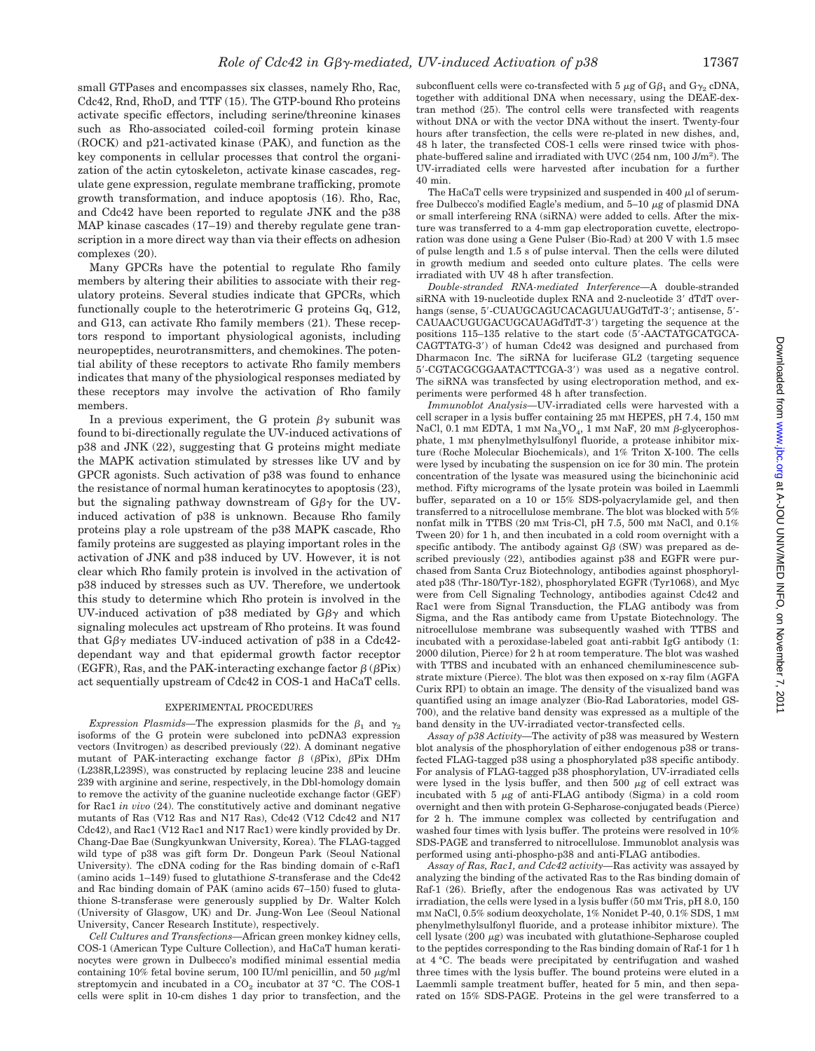small GTPases and encompasses six classes, namely Rho, Rac, Cdc42, Rnd, RhoD, and TTF (15). The GTP-bound Rho proteins activate specific effectors, including serine/threonine kinases such as Rho-associated coiled-coil forming protein kinase (ROCK) and p21-activated kinase (PAK), and function as the key components in cellular processes that control the organization of the actin cytoskeleton, activate kinase cascades, regulate gene expression, regulate membrane trafficking, promote growth transformation, and induce apoptosis (16). Rho, Rac, and Cdc42 have been reported to regulate JNK and the p38 MAP kinase cascades (17–19) and thereby regulate gene transcription in a more direct way than via their effects on adhesion complexes (20).

Many GPCRs have the potential to regulate Rho family members by altering their abilities to associate with their regulatory proteins. Several studies indicate that GPCRs, which functionally couple to the heterotrimeric G proteins Gq, G12, and G13, can activate Rho family members (21). These receptors respond to important physiological agonists, including neuropeptides, neurotransmitters, and chemokines. The potential ability of these receptors to activate Rho family members indicates that many of the physiological responses mediated by these receptors may involve the activation of Rho family members.

In a previous experiment, the G protein βγ subunit was found to bi-directionally regulate the UV-induced activations of p38 and JNK (22), suggesting that G proteins might mediate the MAPK activation stimulated by stresses like UV and by GPCR agonists. Such activation of p38 was found to enhance the resistance of normal human keratinocytes to apoptosis (23), but the signaling pathway downstream of Gβγ for the UV-induced activation of p38 is unknown. Because Rho family proteins play a role upstream of the p38 MAPK cascade, Rho family proteins are suggested as playing important roles in the activation of JNK and p38 induced by UV. However, it is not clear which Rho family protein is involved in the activation of p38 induced by stresses such as UV. Therefore, we undertook this study to determine which Rho protein is involved in the UV-induced activation of p38 mediated by Gβγ and which signaling molecules act upstream of Rho proteins. It was found that Gβγ mediates UV-induced activation of p38 in a Cdc42-dependant way and that epidermal growth factor receptor (EGFR), Ras, and the PAK-interacting exchange factor β (βPix) act sequentially upstream of Cdc42 in COS-1 and HaCaT cells.

## EXPERIMENTAL PROCEDURES

*Expression Plasmids*—The expression plasmids for the $\beta_1$ and $\gamma_2$ isoforms of the G protein were subcloned into pcDNA3 expression vectors (Invitrogen) as described previously (22). A dominant negative mutant of PAK-interacting exchange factor β (βPix), βPix DHm (L238R,L239S), was constructed by replacing leucine 238 and leucine 239 with arginine and serine, respectively, in the Dbl-homology domain to remove the activity of the guanine nucleotide exchange factor (GEF) for Rac1 *in vivo* (24). The constitutively active and dominant negative mutants of Ras (V12 Ras and N17 Ras), Cdc42 (V12 Cdc42 and N17 Cdc42), and Rac1 (V12 Rac1 and N17 Rac1) were kindly provided by Dr. Chang-Dae Bae (Sungkyunkwan University, Korea). The FLAG-tagged wild type of p38 was gift form Dr. Dongeun Park (Seoul National University). The cDNA coding for the Ras binding domain of c-Raf1 (amino acids 1–149) fused to glutathione *S*-transferase and the Cdc42 and Rac binding domain of PAK (amino acids 67–150) fused to glutathione S-transferase were generously supplied by Dr. Walter Kolch (University of Glasgow, UK) and Dr. Jung-Won Lee (Seoul National University, Cancer Research Institute), respectively.

*Cell Cultures and Transfections*—African green monkey kidney cells, COS-1 (American Type Culture Collection), and HaCaT human keratinocytes were grown in Dulbecco's modified minimal essential media containing 10% fetal bovine serum, 100 IU/ml penicillin, and 50 μg/ml streptomycin and incubated in a $CO_2$ incubator at 37 °C. The COS-1 cells were split in 10-cm dishes 1 day prior to transfection, and the subconfluent cells were co-transfected with 5 μg of $G\beta_1$ and $G\gamma_2$ cDNA, together with additional DNA when necessary, using the DEAE-dextran method (25). The control cells were transfected with reagents without DNA or with the vector DNA without the insert. Twenty-four hours after transfection, the cells were re-plated in new dishes, and, 48 h later, the transfected COS-1 cells were rinsed twice with phosphate-buffered saline and irradiated with UVC (254 nm, 100 J/m²). The UV-irradiated cells were harvested after incubation for a further 40 min.

The HaCaT cells were trypsinized and suspended in 400 μl of serum-free Dulbecco's modified Eagle's medium, and 5–10 μg of plasmid DNA or small interfereing RNA (siRNA) were added to cells. After the mixture was transferred to a 4-mm gap electroporation cuvette, electroporation was done using a Gene Pulser (Bio-Rad) at 200 V with 1.5 msec of pulse length and 1.5 s of pulse interval. Then the cells were diluted in growth medium and seeded onto culture plates. The cells were irradiated with UV 48 h after transfection.

*Double-stranded RNA-mediated Interference*—A double-stranded siRNA with 19-nucleotide duplex RNA and 2-nucleotide 3′ dTdT overhangs (sense, 5′-CUAUGCAGUCACAGUUAUGdTdT-3′; antisense, 5′-CAUAACUGUGACUGCAUAGdTdT-3′) targeting the sequence at the positions 115–135 relative to the start code (5′-AACTATGCATGCACAGTTATG-3′) of human Cdc42 was designed and purchased from Dharmacon Inc. The siRNA for luciferase GL2 (targeting sequence 5′-CGTACGCGGAATACTTCGA-3′) was used as a negative control. The siRNA was transfected by using electroporation method, and experiments were performed 48 h after transfection.

*Immunoblot Analysis*—UV-irradiated cells were harvested with a cell scraper in a lysis buffer containing 25 mM HEPES, pH 7.4, 150 mM NaCl, 0.1 mM EDTA, 1 mM $Na_3VO_4$, 1 mM NaF, 20 mM β-glycerophosphate, 1 mM phenylmethylsulfonyl fluoride, a protease inhibitor mixture (Roche Molecular Biochemicals), and 1% Triton X-100. The cells were lysed by incubating the suspension on ice for 30 min. The protein concentration of the lysate was measured using the bicinchoninic acid method. Fifty micrograms of the lysate protein was boiled in Laemmli buffer, separated on a 10 or 15% SDS-polyacrylamide gel, and then transferred to a nitrocellulose membrane. The blot was blocked with 5% nonfat milk in TTBS (20 mM Tris-Cl, pH 7.5, 500 mM NaCl, and 0.1% Tween 20) for 1 h, and then incubated in a cold room overnight with a specific antibody. The antibody against Gβ (SW) was prepared as described previously (22), antibodies against p38 and EGFR were purchased from Santa Cruz Biotechnology, antibodies against phosphorylated p38 (Thr-180/Tyr-182), phosphorylated EGFR (Tyr1068), and Myc were from Cell Signaling Technology, antibodies against Cdc42 and Rac1 were from Signal Transduction, the FLAG antibody was from Sigma, and the Ras antibody came from Upstate Biotechnology. The nitrocellulose membrane was subsequently washed with TTBS and incubated with a peroxidase-labeled goat anti-rabbit IgG antibody (1:2000 dilution, Pierce) for 2 h at room temperature. The blot was washed with TTBS and incubated with an enhanced chemiluminescence substrate mixture (Pierce). The blot was then exposed on x-ray film (AGFA Curix RPI) to obtain an image. The density of the visualized band was quantified using an image analyzer (Bio-Rad Laboratories, model GS-700), and the relative band density was expressed as a multiple of the band density in the UV-irradiated vector-transfected cells.

*Assay of p38 Activity*—The activity of p38 was measured by Western blot analysis of the phosphorylation of either endogenous p38 or transfected FLAG-tagged p38 using a phosphorylated p38 specific antibody. For analysis of FLAG-tagged p38 phosphorylation, UV-irradiated cells were lysed in the lysis buffer, and then 500 μg of cell extract was incubated with 5 μg of anti-FLAG antibody (Sigma) in a cold room overnight and then with protein G-Sepharose-conjugated beads (Pierce) for 2 h. The immune complex was collected by centrifugation and washed four times with lysis buffer. The proteins were resolved in 10% SDS-PAGE and transferred to nitrocellulose. Immunoblot analysis was performed using anti-phospho-p38 and anti-FLAG antibodies.

*Assay of Ras, Rac1, and Cdc42 activity*—Ras activity was assayed by analyzing the binding of the activated Ras to the Ras binding domain of Raf-1 (26). Briefly, after the endogenous Ras was activated by UV irradiation, the cells were lysed in a lysis buffer (50 mM Tris, pH 8.0, 150 mM NaCl, 0.5% sodium deoxycholate, 1% Nonidet P-40, 0.1% SDS, 1 mM phenylmethylsulfonyl fluoride, and a protease inhibitor mixture). The cell lysate (200 μg) was incubated with glutathione-Sepharose coupled to the peptides corresponding to the Ras binding domain of Raf-1 for 1 h at 4 °C. The beads were precipitated by centrifugation and washed three times with the lysis buffer. The bound proteins were eluted in a Laemmli sample treatment buffer, heated for 5 min, and then separated on 15% SDS-PAGE. Proteins in the gel were transferred to a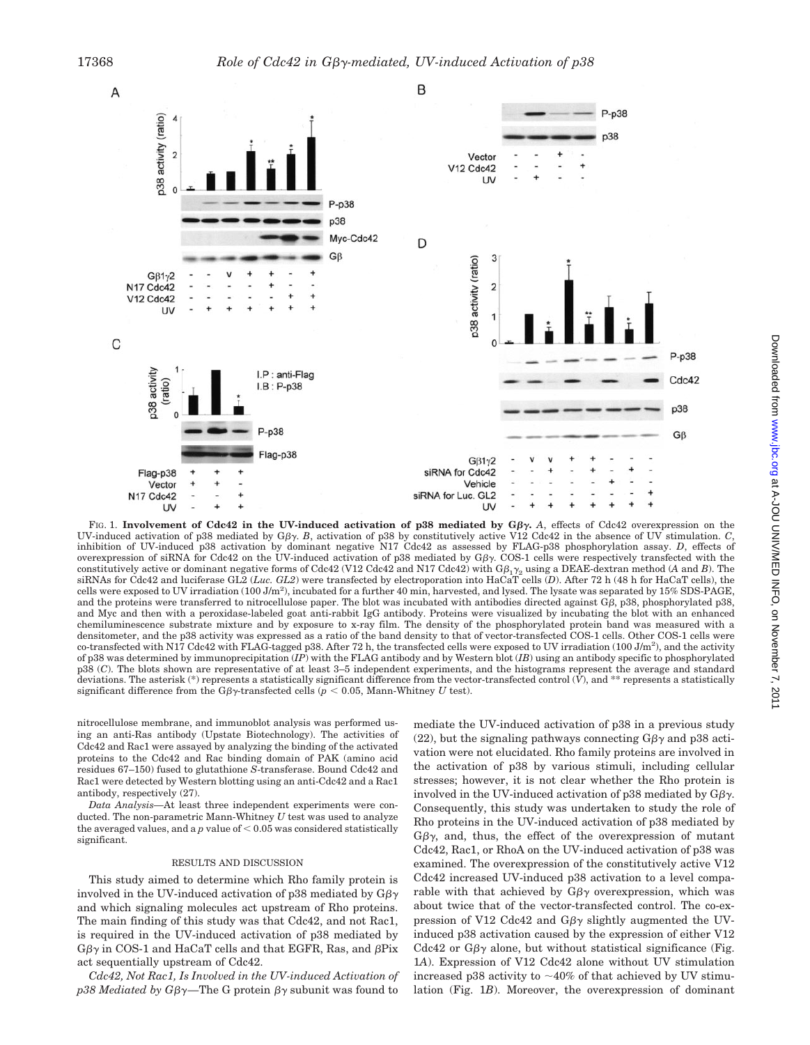FIG. 1. **Involvement of Cdc42 in the UV-induced activation of p38 mediated by Gβγ.** *A*, effects of Cdc42 overexpression on the UV-induced activation of p38 mediated by Gβγ. *B*, activation of p38 by constitutively active V12 Cdc42 in the absence of UV stimulation. *C*, inhibition of UV-induced p38 activation by dominant negative N17 Cdc42 as assessed by FLAG-p38 phosphorylation assay. *D*, effects of overexpression of siRNA for Cdc42 on the UV-induced activation of p38 mediated by Gβγ. COS-1 cells were respectively transfected with the constitutively active or dominant negative forms of Cdc42 (V12 Cdc42 and N17 Cdc42) with $G\beta_1\gamma_2$ using a DEAE-dextran method (*A* and *B*). The siRNAs for Cdc42 and luciferase GL2 (*Luc. GL2*) were transfected by electroporation into HaCaT cells (*D*). After 72 h (48 h for HaCaT cells), the cells were exposed to UV irradiation (100 J/m²), incubated for a further 40 min, harvested, and lysed. The lysate was separated by 15% SDS-PAGE, and the proteins were transferred to nitrocellulose paper. The blot was incubated with antibodies directed against Gβ, p38, phosphorylated p38, and Myc and then with a peroxidase-labeled goat anti-rabbit IgG antibody. Proteins were visualized by incubating the blot with an enhanced chemiluminescence substrate mixture and by exposure to x-ray film. The density of the phosphorylated protein band was measured with a densitometer, and the p38 activity was expressed as a ratio of the band density to that of vector-transfected COS-1 cells. Other COS-1 cells were co-transfected with N17 Cdc42 with FLAG-tagged p38. After 72 h, the transfected cells were exposed to UV irradiation (100 J/m²), and the activity of p38 was determined by immunoprecipitation (*IP*) with the FLAG antibody and by Western blot (*IB*) using an antibody specific to phosphorylated p38 (*C*). The blots shown are representative of at least 3–5 independent experiments, and the histograms represent the average and standard deviations. The asterisk (*) represents a statistically significant difference from the vector-transfected control (*V*), and ** represents a statistically significant difference from the Gβγ-transfected cells ($p < 0.05$, Mann-Whitney *U* test).

nitrocellulose membrane, and immunoblot analysis was performed using an anti-Ras antibody (Upstate Biotechnology). The activities of Cdc42 and Rac1 were assayed by analyzing the binding of the activated proteins to the Cdc42 and Rac binding domain of PAK (amino acid residues 67–150) fused to glutathione *S*-transferase. Bound Cdc42 and Rac1 were detected by Western blotting using an anti-Cdc42 and a Rac1 antibody, respectively (27).

*Data Analysis*—At least three independent experiments were conducted. The non-parametric Mann-Whitney *U* test was used to analyze the averaged values, and a *p* value of < 0.05 was considered statistically significant.

## RESULTS AND DISCUSSION

This study aimed to determine which Rho family protein is involved in the UV-induced activation of p38 mediated by Gβγ and which signaling molecules act upstream of Rho proteins. The main finding of this study was that Cdc42, and not Rac1, is required in the UV-induced activation of p38 mediated by Gβγ in COS-1 and HaCaT cells and that EGFR, Ras, and βPix act sequentially upstream of Cdc42.

*Cdc42, Not Rac1, Is Involved in the UV-induced Activation of p38 Mediated by Gβγ*—The G protein βγ subunit was found to mediate the UV-induced activation of p38 in a previous study (22), but the signaling pathways connecting Gβγ and p38 activation were not elucidated. Rho family proteins are involved in the activation of p38 by various stimuli, including cellular stresses; however, it is not clear whether the Rho protein is involved in the UV-induced activation of p38 mediated by Gβγ. Consequently, this study was undertaken to study the role of Rho proteins in the UV-induced activation of p38 mediated by Gβγ, and, thus, the effect of the overexpression of mutant Cdc42, Rac1, or RhoA on the UV-induced activation of p38 was examined. The overexpression of the constitutively active V12 Cdc42 increased UV-induced p38 activation to a level comparable with that achieved by Gβγ overexpression, which was about twice that of the vector-transfected control. The co-expression of V12 Cdc42 and Gβγ slightly augmented the UV-induced p38 activation caused by the expression of either V12 Cdc42 or Gβγ alone, but without statistical significance (Fig. 1*A*). Expression of V12 Cdc42 alone without UV stimulation increased p38 activity to ~40% of that achieved by UV stimulation (Fig. 1*B*). Moreover, the overexpression of dominant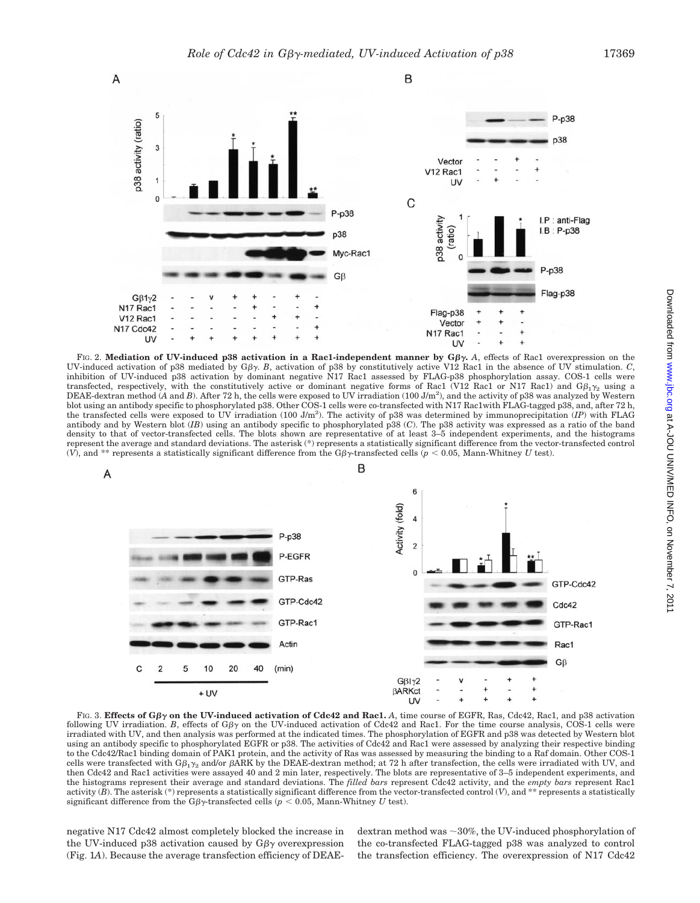FIG. 2. **Mediation of UV-induced p38 activation in a Rac1-independent manner by Gβγ.** *A*, effects of Rac1 overexpression on the UV-induced activation of p38 mediated by Gβγ. *B*, activation of p38 by constitutively active V12 Rac1 in the absence of UV stimulation. *C*, inhibition of UV-induced p38 activation by dominant negative N17 Rac1 assessed by FLAG-p38 phosphorylation assay. COS-1 cells were transfected, respectively, with the constitutively active or dominant negative forms of Rac1 (V12 Rac1 or N17 Rac1) and $G\beta_1\gamma_2$ using a DEAE-dextran method (*A* and *B*). After 72 h, the cells were exposed to UV irradiation (100 J/m$^2$), and the activity of p38 was analyzed by Western blot using an antibody specific to phosphorylated p38. Other COS-1 cells were co-transfected with N17 Rac1with FLAG-tagged p38, and, after 72 h, the transfected cells were exposed to UV irradiation (100 J/m$^2$). The activity of p38 was determined by immunoprecipitation (*IP*) with FLAG antibody and by Western blot (*IB*) using an antibody specific to phosphorylated p38 (*C*). The p38 activity was expressed as a ratio of the band density to that of vector-transfected cells. The blots shown are representative of at least 3–5 independent experiments, and the histograms represent the average and standard deviations. The asterisk (*) represents a statistically significant difference from the vector-transfected control (*V*), and ** represents a statistically significant difference from the Gβγ-transfected cells ($p < 0.05$, Mann-Whitney *U* test).

FIG. 3. **Effects of Gβγ on the UV-induced activation of Cdc42 and Rac1.** *A*, time course of EGFR, Ras, Cdc42, Rac1, and p38 activation following UV irradiation. *B*, effects of Gβγ on the UV-induced activation of Cdc42 and Rac1. For the time course analysis, COS-1 cells were irradiated with UV, and then analysis was performed at the indicated times. The phosphorylation of EGFR and p38 was detected by Western blot using an antibody specific to phosphorylated EGFR or p38. The activities of Cdc42 and Rac1 were assessed by analyzing their respective binding to the Cdc42/Rac1 binding domain of PAK1 protein, and the activity of Ras was assessed by measuring the binding to a Raf domain. Other COS-1 cells were transfected with $G\beta_1\gamma_2$ and/or βARK by the DEAE-dextran method; at 72 h after transfection, the cells were irradiated with UV, and then Cdc42 and Rac1 activities were assayed 40 and 2 min later, respectively. The blots are representative of 3–5 independent experiments, and the histograms represent their average and standard deviations. The *filled bars* represent Cdc42 activity, and the *empty bars* represent Rac1 activity (*B*). The asterisk (*) represents a statistically significant difference from the vector-transfected control (*V*), and ** represents a statistically significant difference from the Gβγ-transfected cells ($p < 0.05$, Mann-Whitney *U* test).

negative N17 Cdc42 almost completely blocked the increase in the UV-induced p38 activation caused by Gβγ overexpression (Fig. 1*A*). Because the average transfection efficiency of DEAE-dextran method was ~30%, the UV-induced phosphorylation of the co-transfected FLAG-tagged p38 was analyzed to control the transfection efficiency. The overexpression of N17 Cdc42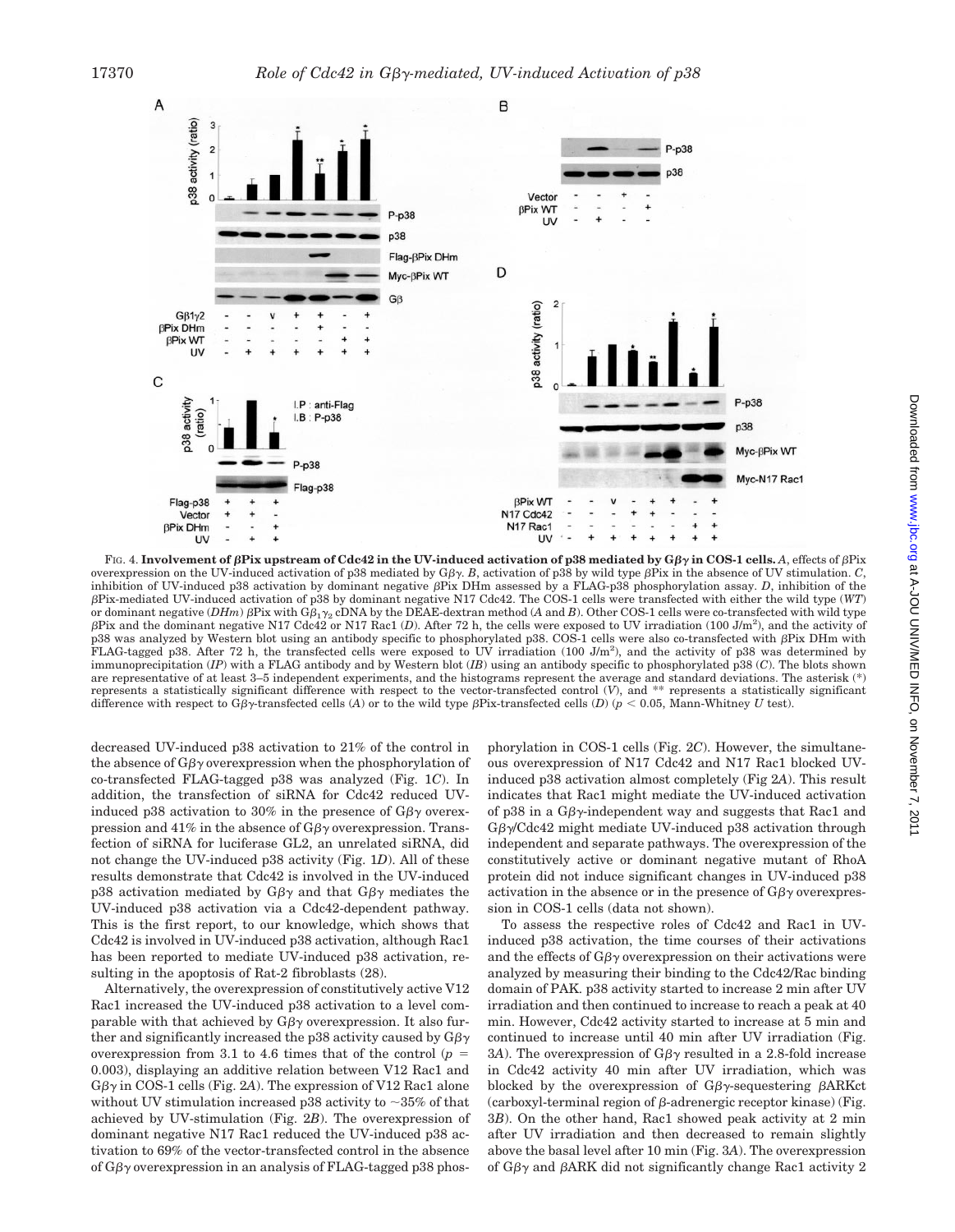FIG. 4. **Involvement of βPix upstream of Cdc42 in the UV-induced activation of p38 mediated by Gβγ in COS-1 cells.** *A*, effects of βPix overexpression on the UV-induced activation of p38 mediated by Gβγ. *B*, activation of p38 by wild type βPix in the absence of UV stimulation. *C*, inhibition of UV-induced p38 activation by dominant negative βPix DHm assessed by a FLAG-p38 phosphorylation assay. *D*, inhibition of the βPix-mediated UV-induced activation of p38 by dominant negative N17 Cdc42. The COS-1 cells were transfected with either the wild type (*WT*) or dominant negative (*DHm*) βPix with $G\beta_1\gamma_2$ cDNA by the DEAE-dextran method (*A* and *B*). Other COS-1 cells were co-transfected with wild type βPix and the dominant negative N17 Cdc42 or N17 Rac1 (*D*). After 72 h, the cells were exposed to UV irradiation (100 J/m²), and the activity of p38 was analyzed by Western blot using an antibody specific to phosphorylated p38. COS-1 cells were also co-transfected with βPix DHm with FLAG-tagged p38. After 72 h, the transfected cells were exposed to UV irradiation (100 J/m²), and the activity of p38 was determined by immunoprecipitation (*IP*) with a FLAG antibody and by Western blot (*IB*) using an antibody specific to phosphorylated p38 (*C*). The blots shown are representative of at least 3–5 independent experiments, and the histograms represent the average and standard deviations. The asterisk (*) represents a statistically significant difference with respect to the vector-transfected control (*V*), and ** represents a statistically significant difference with respect to Gβγ-transfected cells (*A*) or to the wild type βPix-transfected cells (*D*) ($p < 0.05$, Mann-Whitney *U* test).

decreased UV-induced p38 activation to 21% of the control in the absence of Gβγ overexpression when the phosphorylation of co-transfected FLAG-tagged p38 was analyzed (Fig. 1*C*). In addition, the transfection of siRNA for Cdc42 reduced UV-induced p38 activation to 30% in the presence of Gβγ overexpression and 41% in the absence of Gβγ overexpression. Transfection of siRNA for luciferase GL2, an unrelated siRNA, did not change the UV-induced p38 activity (Fig. 1*D*). All of these results demonstrate that Cdc42 is involved in the UV-induced p38 activation mediated by Gβγ and that Gβγ mediates the UV-induced p38 activation via a Cdc42-dependent pathway. This is the first report, to our knowledge, which shows that Cdc42 is involved in UV-induced p38 activation, although Rac1 has been reported to mediate UV-induced p38 activation, resulting in the apoptosis of Rat-2 fibroblasts (28).

Alternatively, the overexpression of constitutively active V12 Rac1 increased the UV-induced p38 activation to a level comparable with that achieved by Gβγ overexpression. It also further and significantly increased the p38 activity caused by Gβγ overexpression from 3.1 to 4.6 times that of the control ($p$ = 0.003), displaying an additive relation between V12 Rac1 and Gβγ in COS-1 cells (Fig. 2*A*). The expression of V12 Rac1 alone without UV stimulation increased p38 activity to ~35% of that achieved by UV-stimulation (Fig. 2*B*). The overexpression of dominant negative N17 Rac1 reduced the UV-induced p38 activation to 69% of the vector-transfected control in the absence of Gβγ overexpression in an analysis of FLAG-tagged p38 phosphorylation in COS-1 cells (Fig. 2*C*). However, the simultaneous overexpression of N17 Cdc42 and N17 Rac1 blocked UV-induced p38 activation almost completely (Fig 2*A*). This result indicates that Rac1 might mediate the UV-induced activation of p38 in a Gβγ-independent way and suggests that Rac1 and Gβγ/Cdc42 might mediate UV-induced p38 activation through independent and separate pathways. The overexpression of the constitutively active or dominant negative mutant of RhoA protein did not induce significant changes in UV-induced p38 activation in the absence or in the presence of Gβγ overexpression in COS-1 cells (data not shown).

To assess the respective roles of Cdc42 and Rac1 in UV-induced p38 activation, the time courses of their activations and the effects of Gβγ overexpression on their activations were analyzed by measuring their binding to the Cdc42/Rac binding domain of PAK. p38 activity started to increase 2 min after UV irradiation and then continued to increase to reach a peak at 40 min. However, Cdc42 activity started to increase at 5 min and continued to increase until 40 min after UV irradiation (Fig. 3*A*). The overexpression of Gβγ resulted in a 2.8-fold increase in Cdc42 activity 40 min after UV irradiation, which was blocked by the overexpression of Gβγ-sequestering βARKct (carboxyl-terminal region of β-adrenergic receptor kinase) (Fig. 3*B*). On the other hand, Rac1 showed peak activity at 2 min after UV irradiation and then decreased to remain slightly above the basal level after 10 min (Fig. 3*A*). The overexpression of Gβγ and βARK did not significantly change Rac1 activity 2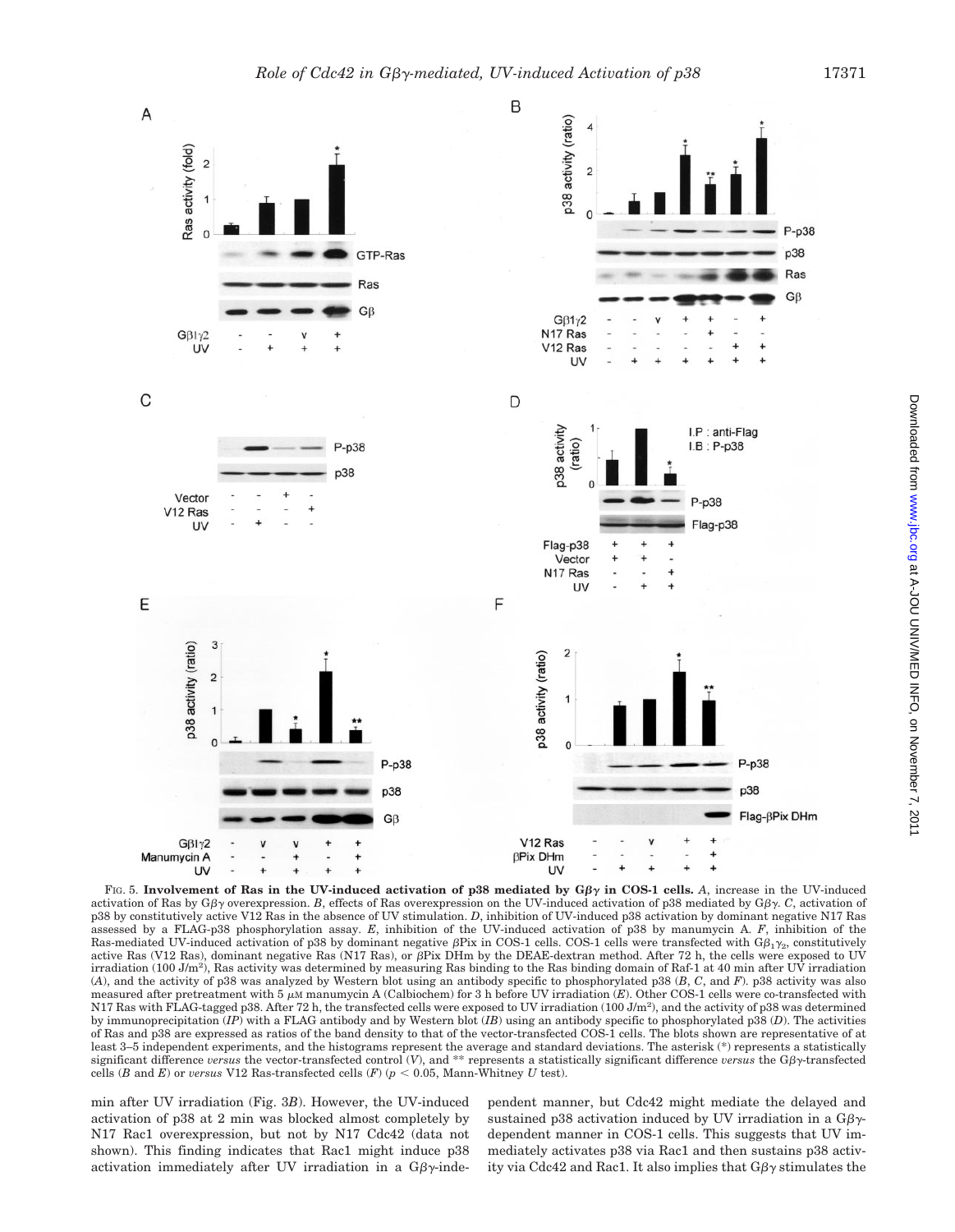FIG. 5. **Involvement of Ras in the UV-induced activation of p38 mediated by Gβγ in COS-1 cells.** *A*, increase in the UV-induced activation of Ras by Gβγ overexpression. *B*, effects of Ras overexpression on the UV-induced activation of p38 mediated by Gβγ. *C*, activation of p38 by constitutively active V12 Ras in the absence of UV stimulation. *D*, inhibition of UV-induced p38 activation by dominant negative N17 Ras assessed by a FLAG-p38 phosphorylation assay. *E*, inhibition of the UV-induced activation of p38 by manumycin A. *F*, inhibition of the Ras-mediated UV-induced activation of p38 by dominant negative βPix in COS-1 cells. COS-1 cells were transfected with $G\beta_1\gamma_2$, constitutively active Ras (V12 Ras), dominant negative Ras (N17 Ras), or βPix DHm by the DEAE-dextran method. After 72 h, the cells were exposed to UV irradiation (100 J/m²), Ras activity was determined by measuring Ras binding to the Ras binding domain of Raf-1 at 40 min after UV irradiation (*A*), and the activity of p38 was analyzed by Western blot using an antibody specific to phosphorylated p38 (*B*, *C*, and *F*). p38 activity was also measured after pretreatment with 5 μM manumycin A (Calbiochem) for 3 h before UV irradiation (*E*). Other COS-1 cells were co-transfected with N17 Ras with FLAG-tagged p38. After 72 h, the transfected cells were exposed to UV irradiation (100 J/m²), and the activity of p38 was determined by immunoprecipitation (*IP*) with a FLAG antibody and by Western blot (*IB*) using an antibody specific to phosphorylated p38 (*D*). The activities of Ras and p38 are expressed as ratios of the band density to that of the vector-transfected COS-1 cells. The blots shown are representative of at least 3–5 independent experiments, and the histograms represent the average and standard deviations. The asterisk (*) represents a statistically significant difference *versus* the vector-transfected control (*V*), and ** represents a statistically significant difference *versus* the Gβγ-transfected cells (*B* and *E*) or *versus* V12 Ras-transfected cells (*F*) ($p < 0.05$, Mann-Whitney *U* test).

min after UV irradiation (Fig. 3*B*). However, the UV-induced activation of p38 at 2 min was blocked almost completely by N17 Rac1 overexpression, but not by N17 Cdc42 (data not shown). This finding indicates that Rac1 might induce p38 activation immediately after UV irradiation in a Gβγ-independent manner, but Cdc42 might mediate the delayed and sustained p38 activation induced by UV irradiation in a Gβγ-dependent manner in COS-1 cells. This suggests that UV immediately activates p38 via Rac1 and then sustains p38 activity via Cdc42 and Rac1. It also implies that Gβγ stimulates the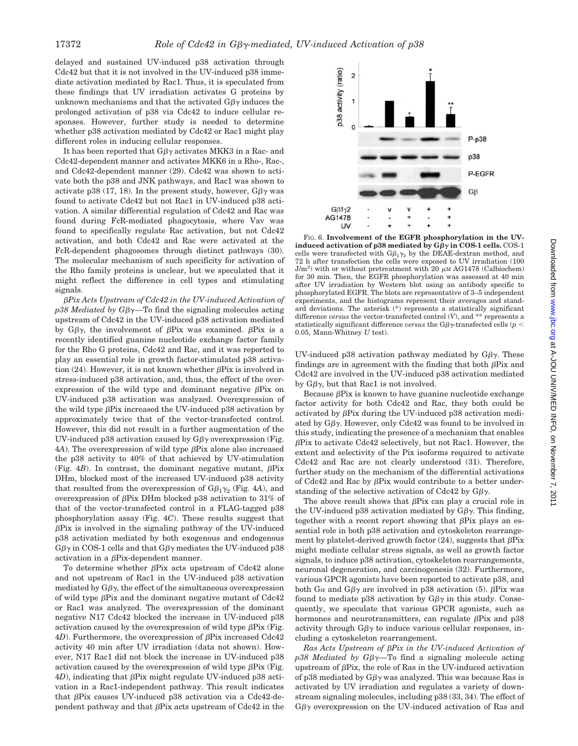delayed and sustained UV-induced p38 activation through Cdc42 but that it is not involved in the UV-induced p38 immediate activation mediated by Rac1. Thus, it is speculated from these findings that UV irradiation activates G proteins by unknown mechanisms and that the activated Gβγ induces the prolonged activation of p38 via Cdc42 to induce cellular responses. However, further study is needed to determine whether p38 activation mediated by Cdc42 or Rac1 might play different roles in inducing cellular responses.

It has been reported that Gβγ activates MKK3 in a Rac- and Cdc42-dependent manner and activates MKK6 in a Rho-, Rac-, and Cdc42-dependent manner (29). Cdc42 was shown to activate both the p38 and JNK pathways, and Rac1 was shown to activate p38 (17, 18). In the present study, however, Gβγ was found to activate Cdc42 but not Rac1 in UV-induced p38 activation. A similar differential regulation of Cdc42 and Rac was found during FcR-mediated phagocytosis, where Vav was found to specifically regulate Rac activation, but not Cdc42 activation, and both Cdc42 and Rac were activated at the FcR-dependent phagosomes through distinct pathways (30). The molecular mechanism of such specificity for activation of the Rho family proteins is unclear, but we speculated that it might reflect the difference in cell types and stimulating signals.

*βPix Acts Upstream of Cdc42 in the UV-induced Activation of p38 Mediated by Gβγ*—To find the signaling molecules acting upstream of Cdc42 in the UV-induced p38 activation mediated by Gβγ, the involvement of βPix was examined. βPix is a recently identified guanine nucleotide exchange factor family for the Rho G proteins, Cdc42 and Rac, and it was reported to play an essential role in growth factor-stimulated p38 activation (24). However, it is not known whether βPix is involved in stress-induced p38 activation, and, thus, the effect of the overexpression of the wild type and dominant negative βPix on UV-induced p38 activation was analyzed. Overexpression of the wild type βPix increased the UV-induced p38 activation by approximately twice that of the vector-transfected control. However, this did not result in a further augmentation of the UV-induced p38 activation caused by Gβγ overexpression (Fig. 4*A*). The overexpression of wild type βPix alone also increased the p38 activity to 40% of that achieved by UV-stimulation (Fig. 4*B*). In contrast, the dominant negative mutant, βPix DHm, blocked most of the increased UV-induced p38 activity that resulted from the overexpression of $G\beta_1\gamma_2$ (Fig. 4*A*), and overexpression of βPix DHm blocked p38 activation to 31% of that of the vector-transfected control in a FLAG-tagged p38 phosphorylation assay (Fig. 4*C*). These results suggest that βPix is involved in the signaling pathway of the UV-induced p38 activation mediated by both exogenous and endogenous Gβγ in COS-1 cells and that Gβγ mediates the UV-induced p38 activation in a βPix-dependent manner.

To determine whether βPix acts upstream of Cdc42 alone and not upstream of Rac1 in the UV-induced p38 activation mediated by Gβγ, the effect of the simultaneous overexpression of wild type βPix and the dominant negative mutant of Cdc42 or Rac1 was analyzed. The overexpression of the dominant negative N17 Cdc42 blocked the increase in UV-induced p38 activation caused by the overexpression of wild type βPix (Fig. 4*D*). Furthermore, the overexpression of βPix increased Cdc42 activity 40 min after UV irradiation (data not shown). However, N17 Rac1 did not block the increase in UV-induced p38 activation caused by the overexpression of wild type βPix (Fig. 4*D*), indicating that βPix might regulate UV-induced p38 activation in a Rac1-independent pathway. This result indicates that βPix causes UV-induced p38 activation via a Cdc42-dependent pathway and that βPix acts upstream of Cdc42 in the UV-induced p38 activation pathway mediated by Gβγ. These findings are in agreement with the finding that both βPix and Cdc42 are involved in the UV-induced p38 activation mediated by Gβγ, but that Rac1 is not involved.

FIG. 6. **Involvement of the EGFR phosphorylation in the UV-induced activation of p38 mediated by Gβγ in COS-1 cells.** COS-1 cells were transfected with $G\beta_1\gamma_2$ by the DEAE-dextran method, and 72 h after transfection the cells were exposed to UV irradiation (100 J/m²) with or without pretreatment with 20 μM AG1478 (Calbiochem) for 30 min. Then, the EGFR phosphorylation was assessed at 40 min after UV irradiation by Western blot using an antibody specific to phosphorylated EGFR. The blots are representative of 3–5 independent experiments, and the histograms represent their averages and standard deviations. The asterisk (*) represents a statistically significant difference *versus* the vector-transfected control (*V*), and ** represents a statistically significant difference *versus* the Gβγ-transfected cells ($p < 0.05$, Mann-Whitney *U* test).

Because βPix is known to have guanine nucleotide exchange factor activity for both Cdc42 and Rac, they both could be activated by βPix during the UV-induced p38 activation mediated by Gβγ. However, only Cdc42 was found to be involved in this study, indicating the presence of a mechanism that enables βPix to activate Cdc42 selectively, but not Rac1. However, the extent and selectivity of the Pix isoforms required to activate Cdc42 and Rac are not clearly understood (31). Therefore, further study on the mechanism of the differential activations of Cdc42 and Rac by βPix would contribute to a better understanding of the selective activation of Cdc42 by Gβγ.

The above result shows that βPix can play a crucial role in the UV-induced p38 activation mediated by Gβγ. This finding, together with a recent report showing that βPix plays an essential role in both p38 activation and cytoskeleton rearrangement by platelet-derived growth factor (24), suggests that βPix might mediate cellular stress signals, as well as growth factor signals, to induce p38 activation, cytoskeleton rearrangements, neuronal degeneration, and carcinogenesis (32). Furthermore, various GPCR agonists have been reported to activate p38, and both Gα and Gβγ are involved in p38 activation (5). βPix was found to mediate p38 activation by Gβγ in this study. Consequently, we speculate that various GPCR agonists, such as hormones and neurotransmitters, can regulate βPix and p38 activity through Gβγ to induce various cellular responses, including a cytoskeleton rearrangement.

*Ras Acts Upstream of βPix in the UV-induced Activation of p38 Mediated by Gβγ*—To find a signaling molecule acting upstream of βPix, the role of Ras in the UV-induced activation of p38 mediated by Gβγ was analyzed. This was because Ras is activated by UV irradiation and regulates a variety of downstream signaling molecules, including p38 (33, 34). The effect of Gβγ overexpression on the UV-induced activation of Ras and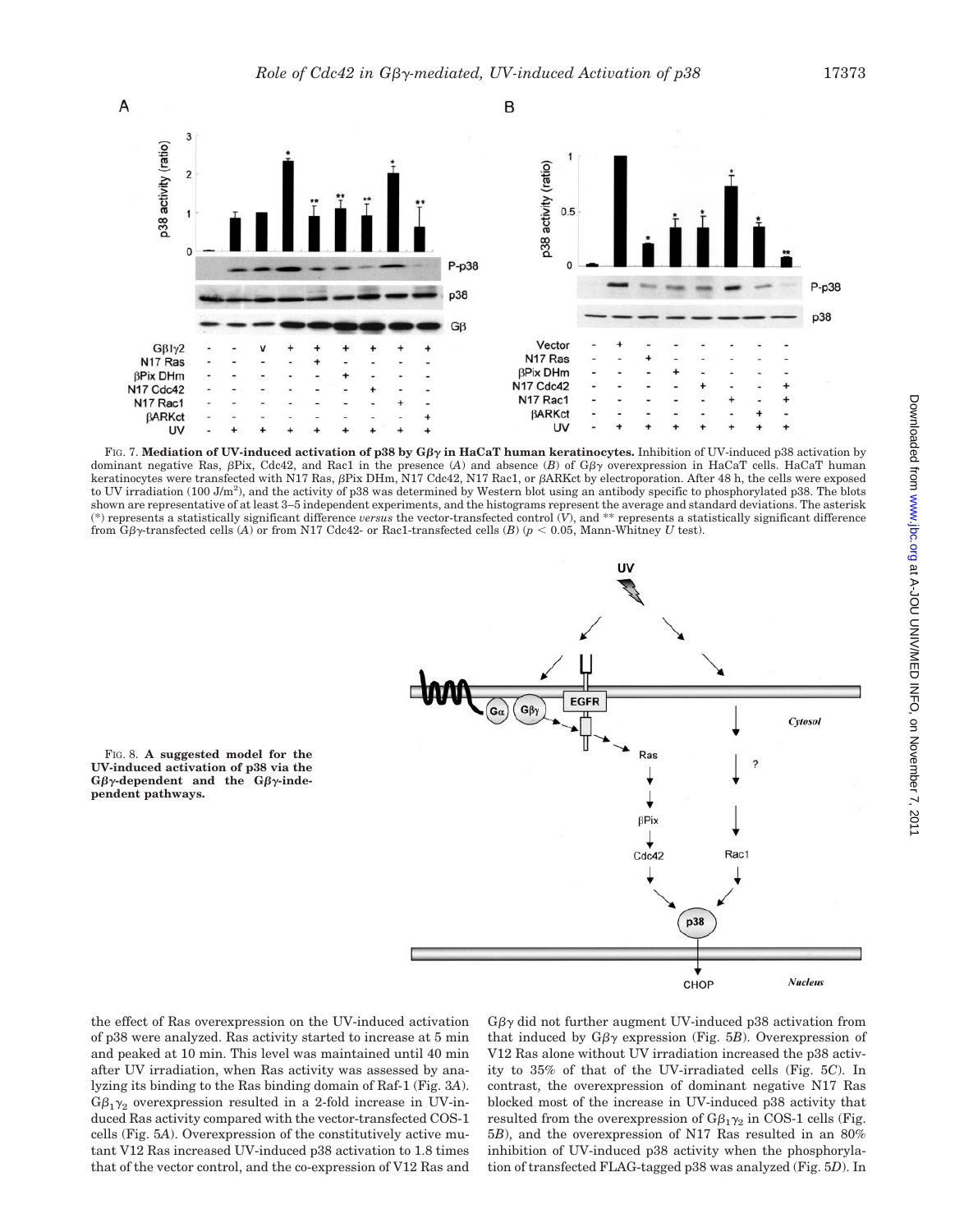FIG. 7. **Mediation of UV-induced activation of p38 by Gβγ in HaCaT human keratinocytes.** Inhibition of UV-induced p38 activation by dominant negative Ras, βPix, Cdc42, and Rac1 in the presence (*A*) and absence (*B*) of Gβγ overexpression in HaCaT cells. HaCaT human keratinocytes were transfected with N17 Ras, βPix DHm, N17 Cdc42, N17 Rac1, or βARKct by electroporation. After 48 h, the cells were exposed to UV irradiation (100 J/m$^2$), and the activity of p38 was determined by Western blot using an antibody specific to phosphorylated p38. The blots shown are representative of at least 3–5 independent experiments, and the histograms represent the average and standard deviations. The asterisk (*) represents a statistically significant difference *versus* the vector-transfected control (*V*), and ** represents a statistically significant difference from Gβγ-transfected cells (*A*) or from N17 Cdc42- or Rac1-transfected cells (*B*) ($p < 0.05$, Mann-Whitney *U* test).

FIG. 8. **A suggested model for the UV-induced activation of p38 via the Gβγ-dependent and the Gβγ-independent pathways.**

the effect of Ras overexpression on the UV-induced activation of p38 were analyzed. Ras activity started to increase at 5 min and peaked at 10 min. This level was maintained until 40 min after UV irradiation, when Ras activity was assessed by analyzing its binding to the Ras binding domain of Raf-1 (Fig. 3*A*). $G\beta_1\gamma_2$ overexpression resulted in a 2-fold increase in UV-induced Ras activity compared with the vector-transfected COS-1 cells (Fig. 5*A*). Overexpression of the constitutively active mutant V12 Ras increased UV-induced p38 activation to 1.8 times that of the vector control, and the co-expression of V12 Ras and Gβγ did not further augment UV-induced p38 activation from that induced by Gβγ expression (Fig. 5*B*). Overexpression of V12 Ras alone without UV irradiation increased the p38 activity to 35% of that of the UV-irradiated cells (Fig. 5*C*). In contrast, the overexpression of dominant negative N17 Ras blocked most of the increase in UV-induced p38 activity that resulted from the overexpression of $G\beta_1\gamma_2$ in COS-1 cells (Fig. 5*B*), and the overexpression of N17 Ras resulted in an 80% inhibition of UV-induced p38 activity when the phosphorylation of transfected FLAG-tagged p38 was analyzed (Fig. 5*D*). In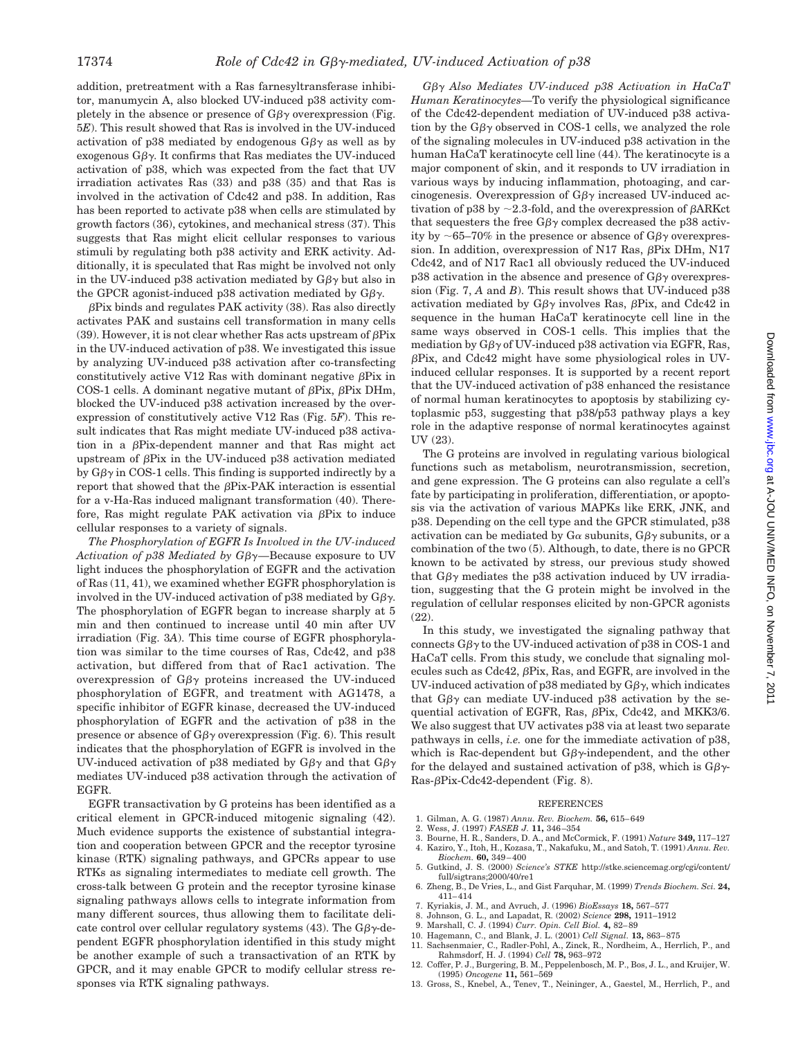addition, pretreatment with a Ras farnesyltransferase inhibitor, manumycin A, also blocked UV-induced p38 activity completely in the absence or presence of Gβγ overexpression (Fig. 5*E*). This result showed that Ras is involved in the UV-induced activation of p38 mediated by endogenous Gβγ as well as by exogenous Gβγ. It confirms that Ras mediates the UV-induced activation of p38, which was expected from the fact that UV irradiation activates Ras (33) and p38 (35) and that Ras is involved in the activation of Cdc42 and p38. In addition, Ras has been reported to activate p38 when cells are stimulated by growth factors (36), cytokines, and mechanical stress (37). This suggests that Ras might elicit cellular responses to various stimuli by regulating both p38 activity and ERK activity. Additionally, it is speculated that Ras might be involved not only in the UV-induced p38 activation mediated by Gβγ but also in the GPCR agonist-induced p38 activation mediated by Gβγ.

βPix binds and regulates PAK activity (38). Ras also directly activates PAK and sustains cell transformation in many cells (39). However, it is not clear whether Ras acts upstream of βPix in the UV-induced activation of p38. We investigated this issue by analyzing UV-induced p38 activation after co-transfecting constitutively active V12 Ras with dominant negative βPix in COS-1 cells. A dominant negative mutant of βPix, βPix DHm, blocked the UV-induced p38 activation increased by the overexpression of constitutively active V12 Ras (Fig. 5*F*). This result indicates that Ras might mediate UV-induced p38 activation in a βPix-dependent manner and that Ras might act upstream of βPix in the UV-induced p38 activation mediated by Gβγ in COS-1 cells. This finding is supported indirectly by a report that showed that the βPix-PAK interaction is essential for a v-Ha-Ras induced malignant transformation (40). Therefore, Ras might regulate PAK activation via βPix to induce cellular responses to a variety of signals.

*The Phosphorylation of EGFR Is Involved in the UV-induced Activation of p38 Mediated by Gβγ*—Because exposure to UV light induces the phosphorylation of EGFR and the activation of Ras (11, 41), we examined whether EGFR phosphorylation is involved in the UV-induced activation of p38 mediated by Gβγ. The phosphorylation of EGFR began to increase sharply at 5 min and then continued to increase until 40 min after UV irradiation (Fig. 3*A*). This time course of EGFR phosphorylation was similar to the time courses of Ras, Cdc42, and p38 activation, but differed from that of Rac1 activation. The overexpression of Gβγ proteins increased the UV-induced phosphorylation of EGFR, and treatment with AG1478, a specific inhibitor of EGFR kinase, decreased the UV-induced phosphorylation of EGFR and the activation of p38 in the presence or absence of Gβγ overexpression (Fig. 6). This result indicates that the phosphorylation of EGFR is involved in the UV-induced activation of p38 mediated by Gβγ and that Gβγ mediates UV-induced p38 activation through the activation of EGFR.

EGFR transactivation by G proteins has been identified as a critical element in GPCR-induced mitogenic signaling (42). Much evidence supports the existence of substantial integration and cooperation between GPCR and the receptor tyrosine kinase (RTK) signaling pathways, and GPCRs appear to use RTKs as signaling intermediates to mediate cell growth. The cross-talk between G protein and the receptor tyrosine kinase signaling pathways allows cells to integrate information from many different sources, thus allowing them to facilitate delicate control over cellular regulatory systems (43). The Gβγ-dependent EGFR phosphorylation identified in this study might be another example of such a transactivation of an RTK by GPCR, and it may enable GPCR to modify cellular stress responses via RTK signaling pathways.

*Gβγ Also Mediates UV-induced p38 Activation in HaCaT Human Keratinocytes*—To verify the physiological significance of the Cdc42-dependent mediation of UV-induced p38 activation by the Gβγ observed in COS-1 cells, we analyzed the role of the signaling molecules in UV-induced p38 activation in the human HaCaT keratinocyte cell line (44). The keratinocyte is a major component of skin, and it responds to UV irradiation in various ways by inducing inflammation, photoaging, and carcinogenesis. Overexpression of Gβγ increased UV-induced activation of p38 by ~2.3-fold, and the overexpression of βARKct that sequesters the free Gβγ complex decreased the p38 activity by ~65–70% in the presence or absence of Gβγ overexpression. In addition, overexpression of N17 Ras, βPix DHm, N17 Cdc42, and of N17 Rac1 all obviously reduced the UV-induced p38 activation in the absence and presence of Gβγ overexpression (Fig. 7, *A* and *B*). This result shows that UV-induced p38 activation mediated by Gβγ involves Ras, βPix, and Cdc42 in sequence in the human HaCaT keratinocyte cell line in the same ways observed in COS-1 cells. This implies that the mediation by Gβγ of UV-induced p38 activation via EGFR, Ras, βPix, and Cdc42 might have some physiological roles in UV-induced cellular responses. It is supported by a recent report that the UV-induced activation of p38 enhanced the resistance of normal human keratinocytes to apoptosis by stabilizing cytoplasmic p53, suggesting that p38/p53 pathway plays a key role in the adaptive response of normal keratinocytes against UV (23).

The G proteins are involved in regulating various biological functions such as metabolism, neurotransmission, secretion, and gene expression. The G proteins can also regulate a cell's fate by participating in proliferation, differentiation, or apoptosis via the activation of various MAPKs like ERK, JNK, and p38. Depending on the cell type and the GPCR stimulated, p38 activation can be mediated by Gα subunits, Gβγ subunits, or a combination of the two (5). Although, to date, there is no GPCR known to be activated by stress, our previous study showed that Gβγ mediates the p38 activation induced by UV irradiation, suggesting that the G protein might be involved in the regulation of cellular responses elicited by non-GPCR agonists (22).

In this study, we investigated the signaling pathway that connects Gβγ to the UV-induced activation of p38 in COS-1 and HaCaT cells. From this study, we conclude that signaling molecules such as Cdc42, βPix, Ras, and EGFR, are involved in the UV-induced activation of p38 mediated by Gβγ, which indicates that Gβγ can mediate UV-induced p38 activation by the sequential activation of EGFR, Ras, βPix, Cdc42, and MKK3/6. We also suggest that UV activates p38 via at least two separate pathways in cells, *i.e.* one for the immediate activation of p38, which is Rac-dependent but Gβγ-independent, and the other for the delayed and sustained activation of p38, which is Gβγ-Ras-βPix-Cdc42-dependent (Fig. 8).

## REFERENCES

1. Gilman, A. G. (1987) *Annu. Rev. Biochem.* **56,** 615–649
2. Wess, J. (1997) *FASEB J.* **11,** 346–354
3. Bourne, H. R., Sanders, D. A., and McCormick, F. (1991) *Nature* **349,** 117–127
4. Kaziro, Y., Itoh, H., Kozasa, T., Nakafuku, M., and Satoh, T. (1991) *Annu. Rev. Biochem.* **60,** 349–400
5. Gutkind, J. S. (2000) *Science's STKE* http://stke.sciencemag.org/cgi/content/full/sigtrans;2000/40/re1
6. Zheng, B., De Vries, L., and Gist Farquhar, M. (1999) *Trends Biochem. Sci.* **24,** 411–414
7. Kyriakis, J. M., and Avruch, J. (1996) *BioEssays* **18,** 567–577
8. Johnson, G. L., and Lapadat, R. (2002) *Science* **298,** 1911–1912
9. Marshall, C. J. (1994) *Curr. Opin. Cell Biol.* **4,** 82–89
10. Hagemann, C., and Blank, J. L. (2001) *Cell Signal.* **13,** 863–875
11. Sachsenmaier, C., Radler-Pohl, A., Zinck, R., Nordheim, A., Herrlich, P., and Rahmsdorf, H. J. (1994) *Cell* **78,** 963–972
12. Coffer, P. J., Burgering, B. M., Peppelenbosch, M. P., Bos, J. L., and Kruijer, W. (1995) *Oncogene* **11,** 561–569
13. Gross, S., Knebel, A., Tenev, T., Neininger, A., Gaestel, M., Herrlich, P., and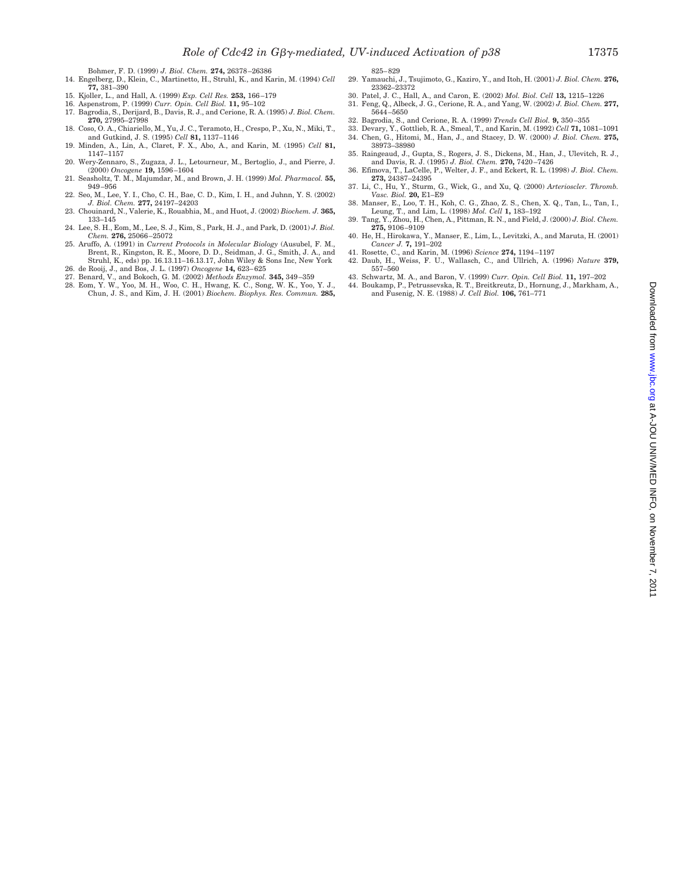Bohmer, F. D. (1999) *J. Biol. Chem.* **274,** 26378–26386
14. Engelberg, D., Klein, C., Martinetto, H., Struhl, K., and Karin, M. (1994) *Cell* **77,** 381–390
15. Kjoller, L., and Hall, A. (1999) *Exp. Cell Res.* **253,** 166–179
16. Aspenstrom, P. (1999) *Curr. Opin. Cell Biol.* **11,** 95–102
17. Bagrodia, S., Derijard, B., Davis, R. J., and Cerione, R. A. (1995) *J. Biol. Chem.* **270,** 27995–27998
18. Coso, O. A., Chiariello, M., Yu, J. C., Teramoto, H., Crespo, P., Xu, N., Miki, T., and Gutkind, J. S. (1995) *Cell* **81,** 1137–1146
19. Minden, A., Lin, A., Claret, F. X., Abo, A., and Karin, M. (1995) *Cell* **81,** 1147–1157
20. Wery-Zennaro, S., Zugaza, J. L., Letourneur, M., Bertoglio, J., and Pierre, J. (2000) *Oncogene* **19,** 1596–1604
21. Seasholtz, T. M., Majumdar, M., and Brown, J. H. (1999) *Mol. Pharmacol.* **55,** 949–956
22. Seo, M., Lee, Y. I., Cho, C. H., Bae, C. D., Kim, I. H., and Juhnn, Y. S. (2002) *J. Biol. Chem.* **277,** 24197–24203
23. Chouinard, N., Valerie, K., Rouabhia, M., and Huot, J. (2002) *Biochem. J.* **365,** 133–145
24. Lee, S. H., Eom, M., Lee, S. J., Kim, S., Park, H. J., and Park, D. (2001) *J. Biol. Chem.* **276,** 25066–25072
25. Aruffo, A. (1991) in *Current Protocols in Molecular Biology* (Ausubel, F. M., Brent, R., Kingston, R. E., Moore, D. D., Seidman, J. G., Smith, J. A., and Struhl, K., eds) pp. 16.13.11–16.13.17, John Wiley & Sons Inc, New York
26. de Rooij, J., and Bos, J. L. (1997) *Oncogene* **14,** 623–625
27. Benard, V., and Bokoch, G. M. (2002) *Methods Enzymol.* **345,** 349–359
28. Eom, Y. W., Yoo, M. H., Woo, C. H., Hwang, K. C., Song, W. K., Yoo, Y. J., Chun, J. S., and Kim, J. H. (2001) *Biochem. Biophys. Res. Commun.* **285,** 825–829
29. Yamauchi, J., Tsujimoto, G., Kaziro, Y., and Itoh, H. (2001) *J. Biol. Chem.* **276,** 23362–23372
30. Patel, J. C., Hall, A., and Caron, E. (2002) *Mol. Biol. Cell* **13,** 1215–1226
31. Feng, Q., Albeck, J. G., Cerione, R. A., and Yang, W. (2002) *J. Biol. Chem.* **277,** 5644–5650
32. Bagrodia, S., and Cerione, R. A. (1999) *Trends Cell Biol.* **9,** 350–355
33. Devary, Y., Gottlieb, R. A., Smeal, T., and Karin, M. (1992) *Cell* **71,** 1081–1091
34. Chen, G., Hitomi, M., Han, J., and Stacey, D. W. (2000) *J. Biol. Chem.* **275,** 38973–38980
35. Raingeaud, J., Gupta, S., Rogers, J. S., Dickens, M., Han, J., Ulevitch, R. J., and Davis, R. J. (1995) *J. Biol. Chem.* **270,** 7420–7426
36. Efimova, T., LaCelle, P., Welter, J. F., and Eckert, R. L. (1998) *J. Biol. Chem.* **273,** 24387–24395
37. Li, C., Hu, Y., Sturm, G., Wick, G., and Xu, Q. (2000) *Arterioscler. Thromb. Vasc. Biol.* **20,** E1–E9
38. Manser, E., Loo, T. H., Koh, C. G., Zhao, Z. S., Chen, X. Q., Tan, L., Tan, I., Leung, T., and Lim, L. (1998) *Mol. Cell* **1,** 183–192
39. Tang, Y., Zhou, H., Chen, A., Pittman, R. N., and Field, J. (2000) *J. Biol. Chem.* **275,** 9106–9109
40. He, H., Hirokawa, Y., Manser, E., Lim, L., Levitzki, A., and Maruta, H. (2001) *Cancer J.* **7,** 191–202
41. Rosette, C., and Karin, M. (1996) *Science* **274,** 1194–1197
42. Daub, H., Weiss, F. U., Wallasch, C., and Ullrich, A. (1996) *Nature* **379,** 557–560
43. Schwartz, M. A., and Baron, V. (1999) *Curr. Opin. Cell Biol.* **11,** 197–202
44. Boukamp, P., Petrussevska, R. T., Breitkreutz, D., Hornung, J., Markham, A., and Fusenig, N. E. (1988) *J. Cell Biol.* **106,** 761–771